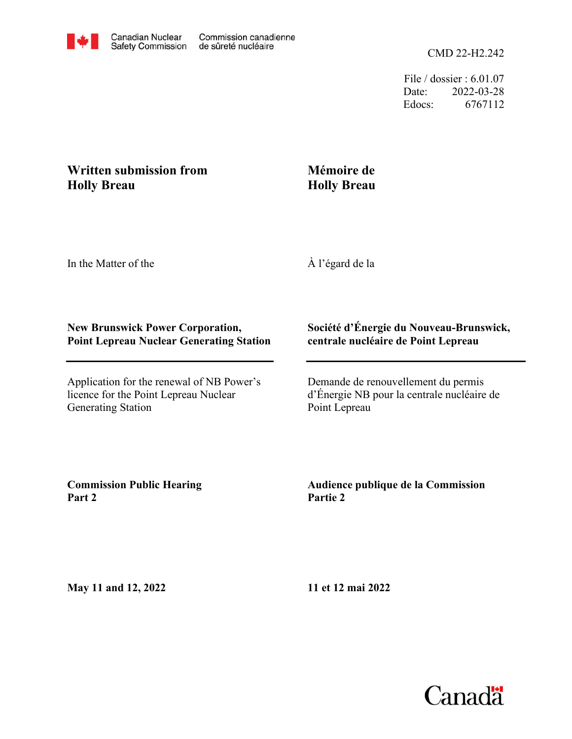Canadian Nuclear Safety Commission | Commission canadienne de sûreté nucléaire

CMD 22-H2.242

File / dossier : 6.01.07
Date: 2022-03-28
Edocs: 6767112

**Written submission from Holly Breau**

**Mémoire de Holly Breau**

In the Matter of the

À l'égard de la

**New Brunswick Power Corporation, Point Lepreau Nuclear Generating Station**

**Société d'Énergie du Nouveau-Brunswick, centrale nucléaire de Point Lepreau**

Application for the renewal of NB Power's licence for the Point Lepreau Nuclear Generating Station

Demande de renouvellement du permis d'Énergie NB pour la centrale nucléaire de Point Lepreau

**Commission Public Hearing Part 2**

**Audience publique de la Commission Partie 2**

**May 11 and 12, 2022**

**11 et 12 mai 2022**

Canada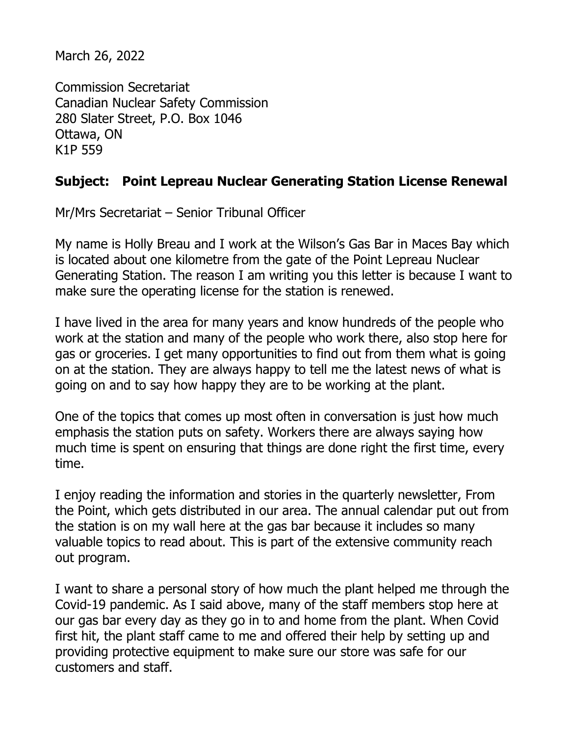March 26, 2022

Commission Secretariat
Canadian Nuclear Safety Commission
280 Slater Street, P.O. Box 1046
Ottawa, ON
K1P 559

**Subject: Point Lepreau Nuclear Generating Station License Renewal**

Mr/Mrs Secretariat – Senior Tribunal Officer

My name is Holly Breau and I work at the Wilson's Gas Bar in Maces Bay which is located about one kilometre from the gate of the Point Lepreau Nuclear Generating Station. The reason I am writing you this letter is because I want to make sure the operating license for the station is renewed.

I have lived in the area for many years and know hundreds of the people who work at the station and many of the people who work there, also stop here for gas or groceries. I get many opportunities to find out from them what is going on at the station. They are always happy to tell me the latest news of what is going on and to say how happy they are to be working at the plant.

One of the topics that comes up most often in conversation is just how much emphasis the station puts on safety. Workers there are always saying how much time is spent on ensuring that things are done right the first time, every time.

I enjoy reading the information and stories in the quarterly newsletter, From the Point, which gets distributed in our area. The annual calendar put out from the station is on my wall here at the gas bar because it includes so many valuable topics to read about. This is part of the extensive community reach out program.

I want to share a personal story of how much the plant helped me through the Covid-19 pandemic. As I said above, many of the staff members stop here at our gas bar every day as they go in to and home from the plant. When Covid first hit, the plant staff came to me and offered their help by setting up and providing protective equipment to make sure our store was safe for our customers and staff.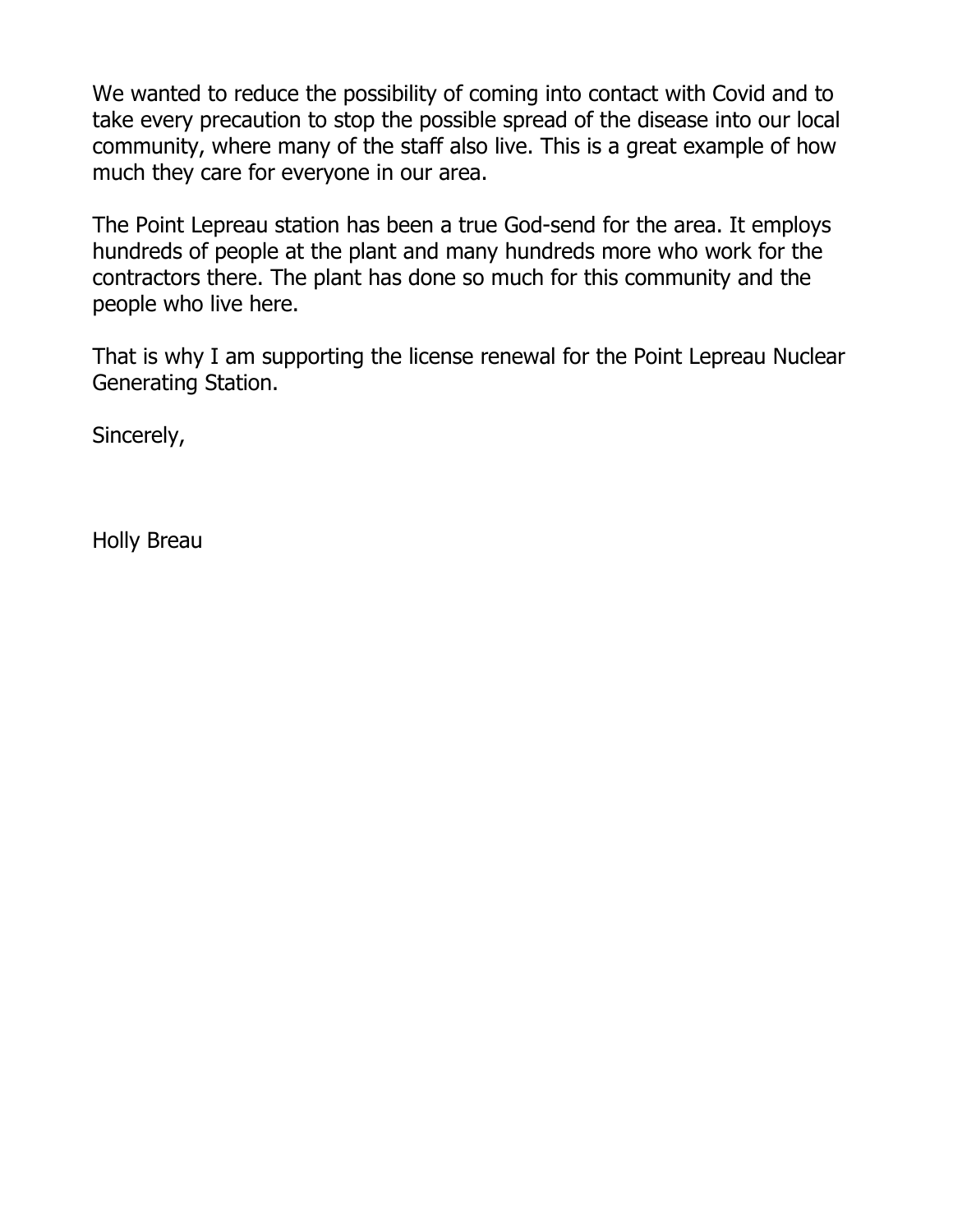We wanted to reduce the possibility of coming into contact with Covid and to take every precaution to stop the possible spread of the disease into our local community, where many of the staff also live. This is a great example of how much they care for everyone in our area.

The Point Lepreau station has been a true God-send for the area. It employs hundreds of people at the plant and many hundreds more who work for the contractors there. The plant has done so much for this community and the people who live here.

That is why I am supporting the license renewal for the Point Lepreau Nuclear Generating Station.

Sincerely,

Holly Breau